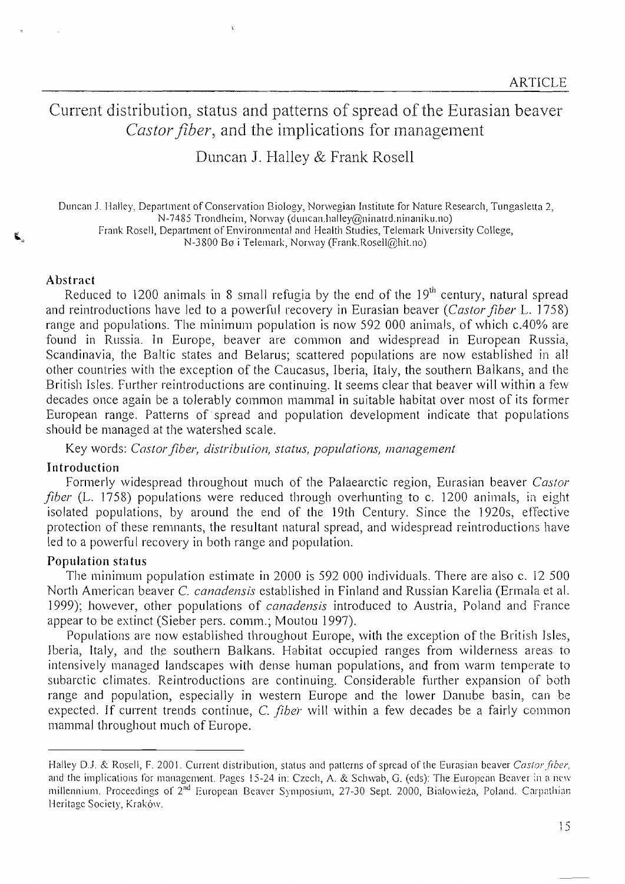ARTICLE

# Current distribution, status and patterns of spread of the Eurasian beaver *Castor fiber*, and the implications for management

Duncan J. Halley & Frank Rosell

Duncan J. Halley, Department of Conservation Biology, Norwegian Institute for Nature Research, Tungasletta 2, N-7485 Trondheim, Norway (duncan.halley@ninatrd.ninaniku.no)
Frank Rosell, Department of Environmental and Health Studies, Telemark University College, N-3800 Bø i Telemark, Norway (Frank.Rosell@hit.no)

## Abstract

Reduced to 1200 animals in 8 small refugia by the end of the 19[th] century, natural spread and reintroductions have led to a powerful recovery in Eurasian beaver (*Castor fiber* L. 1758) range and populations. The minimum population is now 592 000 animals, of which c.40% are found in Russia. In Europe, beaver are common and widespread in European Russia, Scandinavia, the Baltic states and Belarus; scattered populations are now established in all other countries with the exception of the Caucasus, Iberia, Italy, the southern Balkans, and the British Isles. Further reintroductions are continuing. It seems clear that beaver will within a few decades once again be a tolerably common mammal in suitable habitat over most of its former European range. Patterns of spread and population development indicate that populations should be managed at the watershed scale.

Key words: *Castor fiber, distribution, status, populations, management*

## Introduction

Formerly widespread throughout much of the Palaearctic region, Eurasian beaver *Castor fiber* (L. 1758) populations were reduced through overhunting to c. 1200 animals, in eight isolated populations, by around the end of the 19th Century. Since the 1920s, effective protection of these remnants, the resultant natural spread, and widespread reintroductions have led to a powerful recovery in both range and population.

## Population status

The minimum population estimate in 2000 is 592 000 individuals. There are also c. 12 500 North American beaver *C. canadensis* established in Finland and Russian Karelia (Ermala et al. 1999); however, other populations of *canadensis* introduced to Austria, Poland and France appear to be extinct (Sieber pers. comm.; Moutou 1997).

Populations are now established throughout Europe, with the exception of the British Isles, Iberia, Italy, and the southern Balkans. Habitat occupied ranges from wilderness areas to intensively managed landscapes with dense human populations, and from warm temperate to subarctic climates. Reintroductions are continuing. Considerable further expansion of both range and population, especially in western Europe and the lower Danube basin, can be expected. If current trends continue, *C. fiber* will within a few decades be a fairly common mammal throughout much of Europe.

---

Halley D.J. & Rosell, F. 2001. Current distribution, status and patterns of spread of the Eurasian beaver *Castor fiber*, and the implications for management. Pages 15-24 in: Czech, A. & Schwab, G. (eds): The European Beaver in a new millennium. Proceedings of 2[nd] European Beaver Symposium, 27-30 Sept. 2000, Białowieża, Poland. Carpathian Heritage Society, Kraków.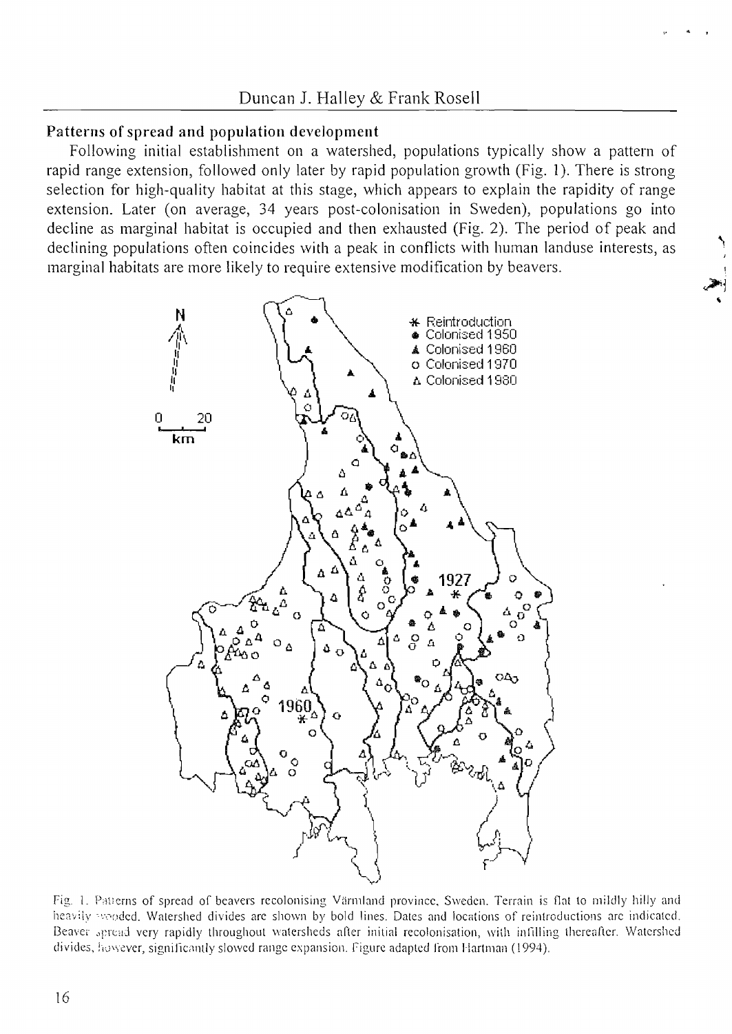### Patterns of spread and population development

Following initial establishment on a watershed, populations typically show a pattern of rapid range extension, followed only later by rapid population growth (Fig. 1). There is strong selection for high-quality habitat at this stage, which appears to explain the rapidity of range extension. Later (on average, 34 years post-colonisation in Sweden), populations go into decline as marginal habitat is occupied and then exhausted (Fig. 2). The period of peak and declining populations often coincides with a peak in conflicts with human landuse interests, as marginal habitats are more likely to require extensive modification by beavers.

Fig. 1. Patterns of spread of beavers recolonising Värmland province, Sweden. Terrain is flat to mildly hilly and heavily wooded. Watershed divides are shown by bold lines. Dates and locations of reintroductions are indicated. Beaver spread very rapidly throughout watersheds after initial recolonisation, with infilling thereafter. Watershed divides, however, significantly slowed range expansion. Figure adapted from Hartman (1994).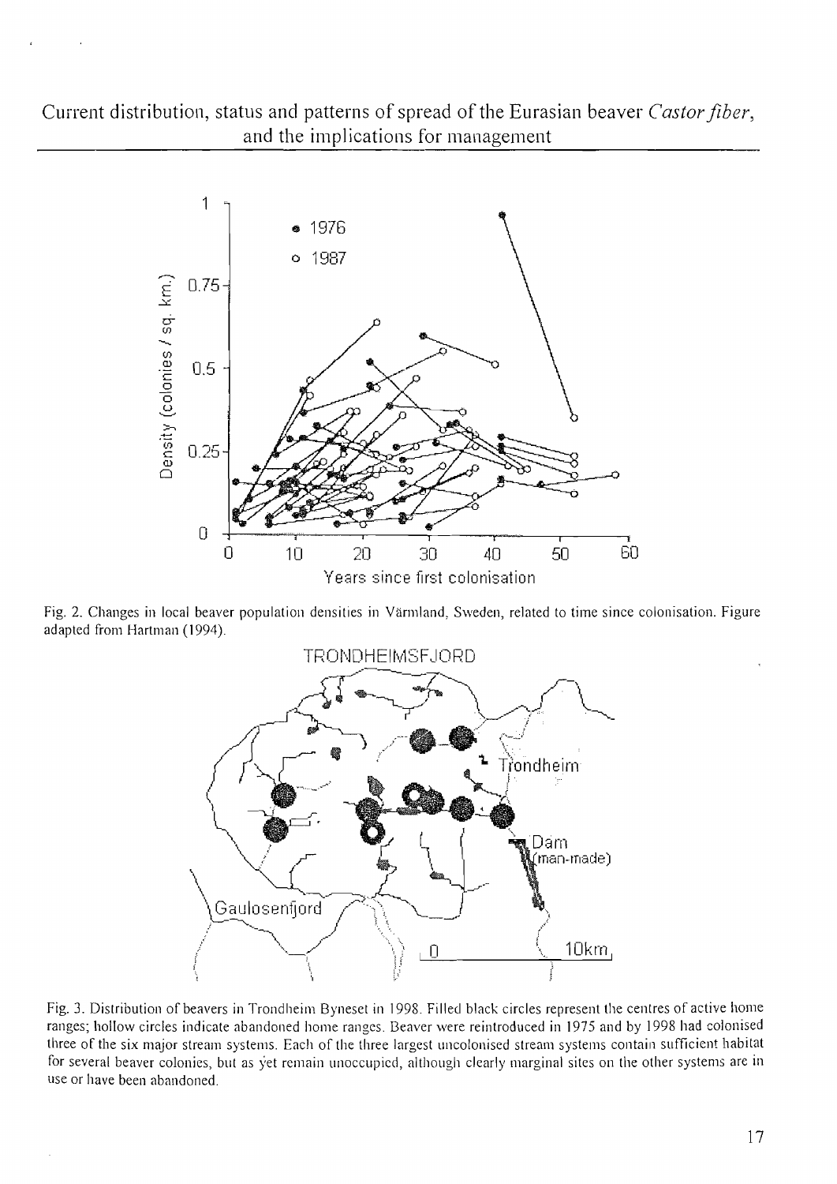Fig. 2. Changes in local beaver population densities in Värmland, Sweden, related to time since colonisation. Figure adapted from Hartman (1994).

Fig. 3. Distribution of beavers in Trondheim Byneset in 1998. Filled black circles represent the centres of active home ranges; hollow circles indicate abandoned home ranges. Beaver were reintroduced in 1975 and by 1998 had colonised three of the six major stream systems. Each of the three largest uncolonised stream systems contain sufficient habitat for several beaver colonies, but as yet remain unoccupied, although clearly marginal sites on the other systems are in use or have been abandoned.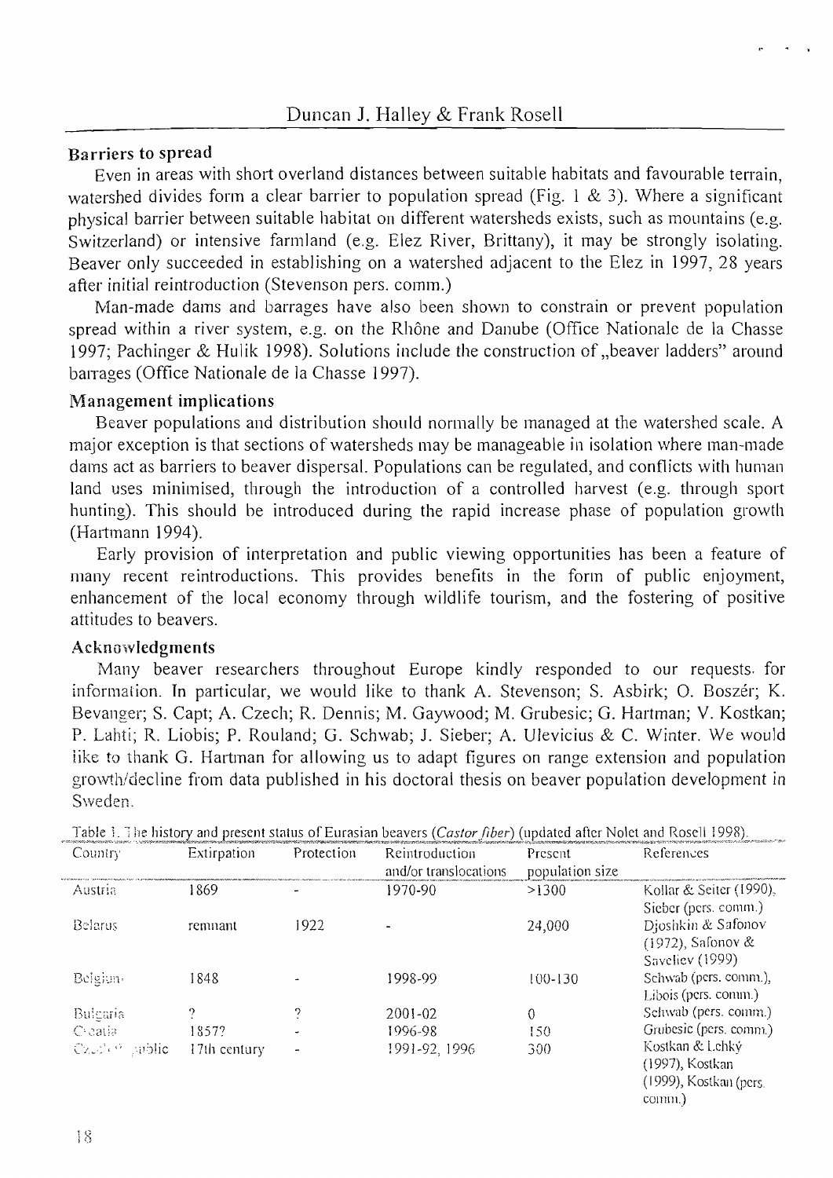## Barriers to spread

Even in areas with short overland distances between suitable habitats and favourable terrain, watershed divides form a clear barrier to population spread (Fig. 1 & 3). Where a significant physical barrier between suitable habitat on different watersheds exists, such as mountains (e.g. Switzerland) or intensive farmland (e.g. Elez River, Brittany), it may be strongly isolating. Beaver only succeeded in establishing on a watershed adjacent to the Elez in 1997, 28 years after initial reintroduction (Stevenson pers. comm.)

Man-made dams and barrages have also been shown to constrain or prevent population spread within a river system, e.g. on the Rhône and Danube (Office Nationale de la Chasse 1997; Pachinger & Hulik 1998). Solutions include the construction of „beaver ladders" around barrages (Office Nationale de la Chasse 1997).

## Management implications

Beaver populations and distribution should normally be managed at the watershed scale. A major exception is that sections of watersheds may be manageable in isolation where man-made dams act as barriers to beaver dispersal. Populations can be regulated, and conflicts with human land uses minimised, through the introduction of a controlled harvest (e.g. through sport hunting). This should be introduced during the rapid increase phase of population growth (Hartmann 1994).

Early provision of interpretation and public viewing opportunities has been a feature of many recent reintroductions. This provides benefits in the form of public enjoyment, enhancement of the local economy through wildlife tourism, and the fostering of positive attitudes to beavers.

## Acknowledgments

Many beaver researchers throughout Europe kindly responded to our requests for information. In particular, we would like to thank A. Stevenson; S. Asbirk; O. Boszér; K. Bevanger; S. Capt; A. Czech; R. Dennis; M. Gaywood; M. Grubesic; G. Hartman; V. Kostkan; P. Lahti; R. Liobis; P. Rouland; G. Schwab; J. Sieber; A. Ulevicius & C. Winter. We would like to thank G. Hartman for allowing us to adapt figures on range extension and population growth/decline from data published in his doctoral thesis on beaver population development in Sweden.

Table 1. The history and present status of Eurasian beavers (*Castor fiber*) (updated after Nolet and Rosell 1998).

| Country | Extirpation | Protection | Reintroduction and/or translocations | Present population size | References |
|---|---|---|---|---|---|
| Austria | 1869 | - | 1970-90 | >1300 | Kollar & Seiter (1990), Sieber (pers. comm.) |
| Belarus | remnant | 1922 | - | 24,000 | Djoshkin & Safonov (1972), Safonov & Saveliev (1999) |
| Belgium | 1848 | - | 1998-99 | 100-130 | Schwab (pers. comm.), Libois (pers. comm.) |
| Bulgaria | ? | ? | 2001-02 | 0 | Schwab (pers. comm.) |
| Croatia | 1857? | - | 1996-98 | 150 | Grubesic (pers. comm.) |
| Czech Republic | 17th century | - | 1991-92, 1996 | 300 | Kostkan & Lehký (1997), Kostkan (1999), Kostkan (pers. comm.) |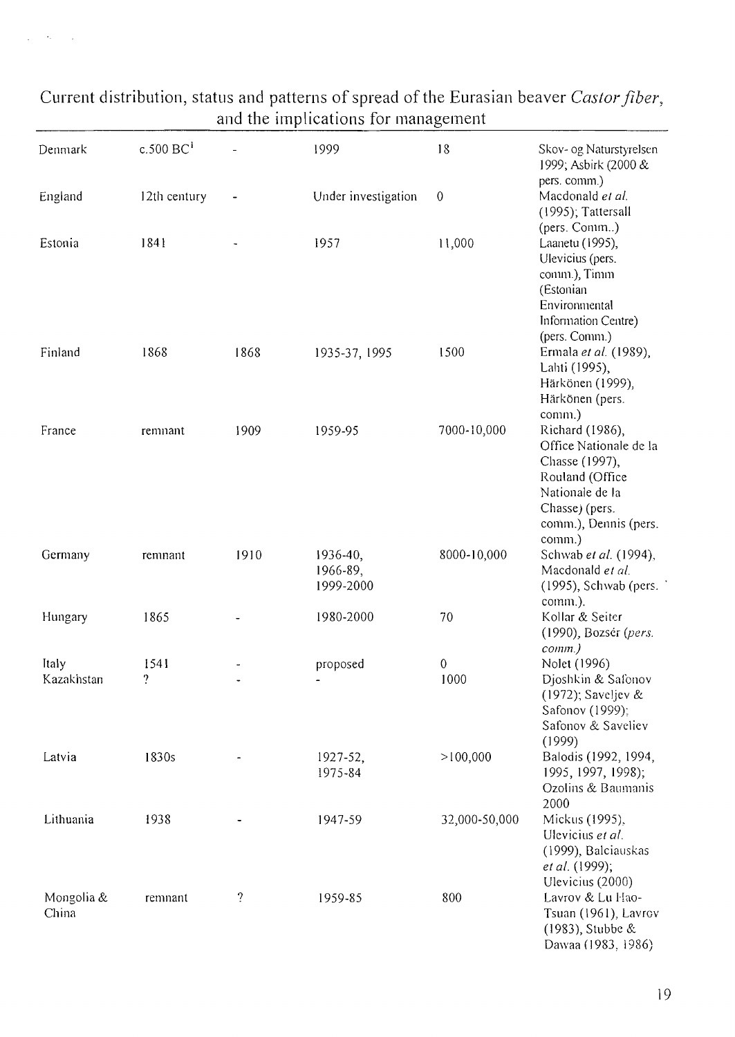| Denmark | c.500 BC[1] | - | 1999 | 18 | Skov- og Naturstyrelsen 1999; Asbirk (2000 & pers. comm.) |
|---|---|---|---|---|---|
| England | 12th century | - | Under investigation | 0 | Macdonald *et al.* (1995); Tattersall (pers. Comm..) |
| Estonia | 1841 | - | 1957 | 11,000 | Laanetu (1995), Ulevicius (pers. comm.), Timm (Estonian Environmental Information Centre) (pers. Comm.) |
| Finland | 1868 | 1868 | 1935-37, 1995 | 1500 | Ermala *et al.* (1989), Lahti (1995), Härkönen (1999), Härkönen (pers. comm.) |
| France | remnant | 1909 | 1959-95 | 7000-10,000 | Richard (1986), Office Nationale de la Chasse (1997), Rouland (Office Nationale de la Chasse) (pers. comm.), Dennis (pers. comm.) |
| Germany | remnant | 1910 | 1936-40, 1966-89, 1999-2000 | 8000-10,000 | Schwab *et al.* (1994), Macdonald *et al.* (1995), Schwab (pers. comm.). |
| Hungary | 1865 | - | 1980-2000 | 70 | Kollar & Seiter (1990), Bozsér (*pers. comm.*) |
| Italy | 1541 | - | proposed | 0 | Nolet (1996) |
| Kazakhstan | ? | - | - | 1000 | Djoshkin & Safonov (1972); Saveljev & Safonov (1999); Safonov & Saveliev (1999) |
| Latvia | 1830s | - | 1927-52, 1975-84 | >100,000 | Balodis (1992, 1994, 1995, 1997, 1998); Ozolins & Baumanis 2000 |
| Lithuania | 1938 | - | 1947-59 | 32,000-50,000 | Mickus (1995), Ulevicius *et al.* (1999), Balciauskas *et al.* (1999); Ulevicius (2000) |
| Mongolia & China | remnant | ? | 1959-85 | 800 | Lavrov & Lu Hao-Tsuan (1961), Lavrov (1983), Stubbe & Dawaa (1983, 1986) |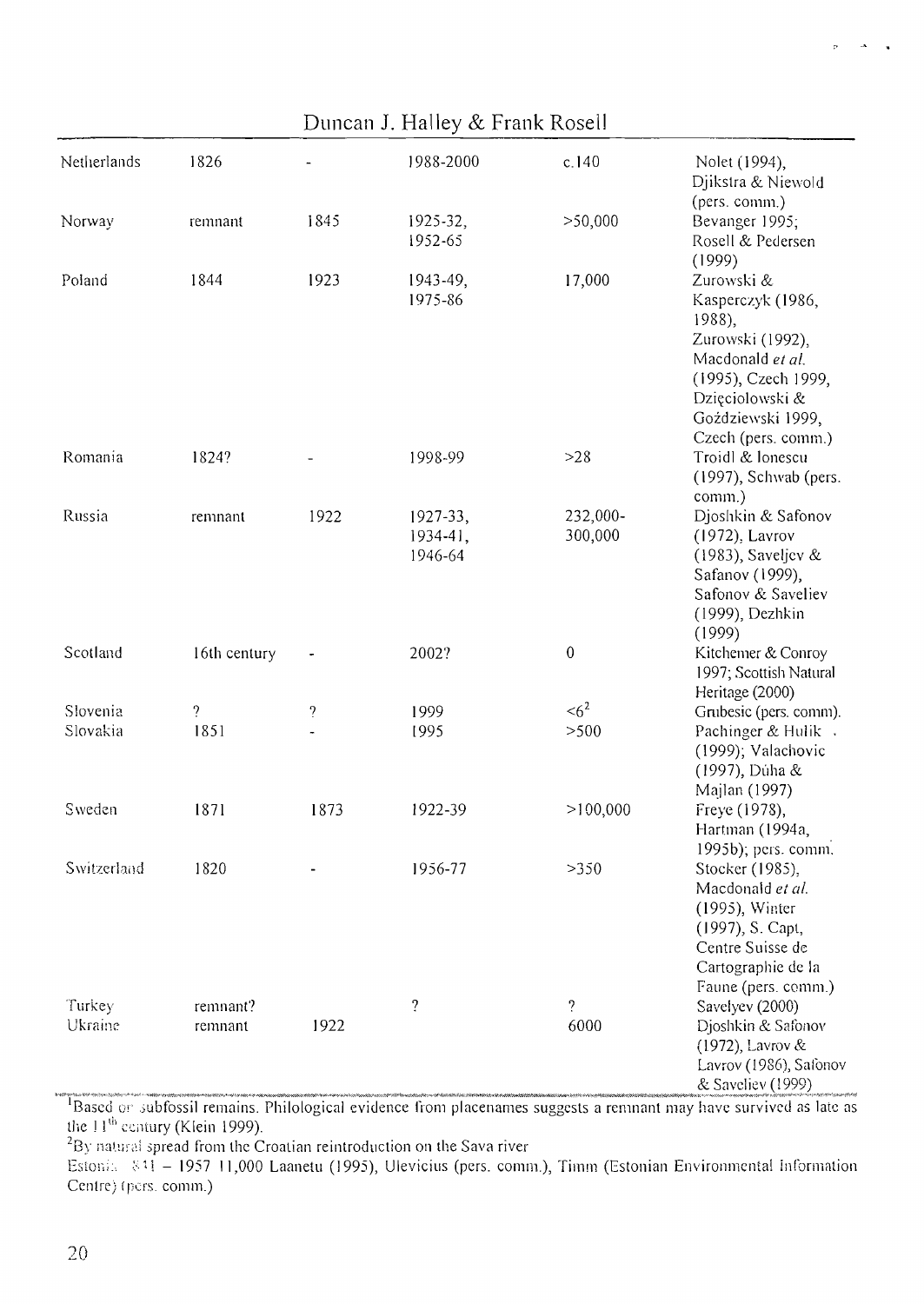| | | | | | |
|---|---|---|---|---|---|
| Netherlands | 1826 | - | 1988-2000 | c.140 | Nolet (1994), Djikstra & Niewold (pers. comm.) |
| Norway | remnant | 1845 | 1925-32, 1952-65 | >50,000 | Bevanger 1995; Rosell & Pedersen (1999) |
| Poland | 1844 | 1923 | 1943-49, 1975-86 | 17,000 | Zurowski & Kasperczyk (1986, 1988), Zurowski (1992), Macdonald *et al.* (1995), Czech 1999, Dzięciolowski & Goździewski 1999, Czech (pers. comm.) |
| Romania | 1824? | - | 1998-99 | >28 | Troidl & Ionescu (1997), Schwab (pers. comm.) |
| Russia | remnant | 1922 | 1927-33, 1934-41, 1946-64 | 232,000-300,000 | Djoshkin & Safonov (1972), Lavrov (1983), Saveljev & Safanov (1999), Safonov & Saveliev (1999), Dezhkin (1999) |
| Scotland | 16th century | - | 2002? | 0 | Kitchemer & Conroy 1997; Scottish Natural Heritage (2000) |
| Slovenia | ? | ? | 1999 | <6[2] | Grubesic (pers. comm). |
| Slovakia | 1851 | - | 1995 | >500 | Pachinger & Hulik (1999); Valachovic (1997), Dúha & Majlan (1997) |
| Sweden | 1871 | 1873 | 1922-39 | >100,000 | Freye (1978), Hartman (1994a, 1995b); pers. comm. |
| Switzerland | 1820 | - | 1956-77 | >350 | Stocker (1985), Macdonald *et al.* (1995), Winter (1997), S. Capt, Centre Suisse de Cartographie de la Faune (pers. comm.) |
| Turkey | remnant? | | ? | ? | Savelyev (2000) |
| Ukraine | remnant | 1922 | | 6000 | Djoshkin & Safonov (1972), Lavrov & Lavrov (1986), Safonov & Saveliev (1999) |

[1]Based on subfossil remains. Philological evidence from placenames suggests a remnant may have survived as late as the 11[th] century (Klein 1999).

[2]By natural spread from the Croatian reintroduction on the Sava river

Estonia 841 – 1957 11,000 Laanetu (1995), Ulevicius (pers. comm.), Timm (Estonian Environmental Information Centre) (pers. comm.)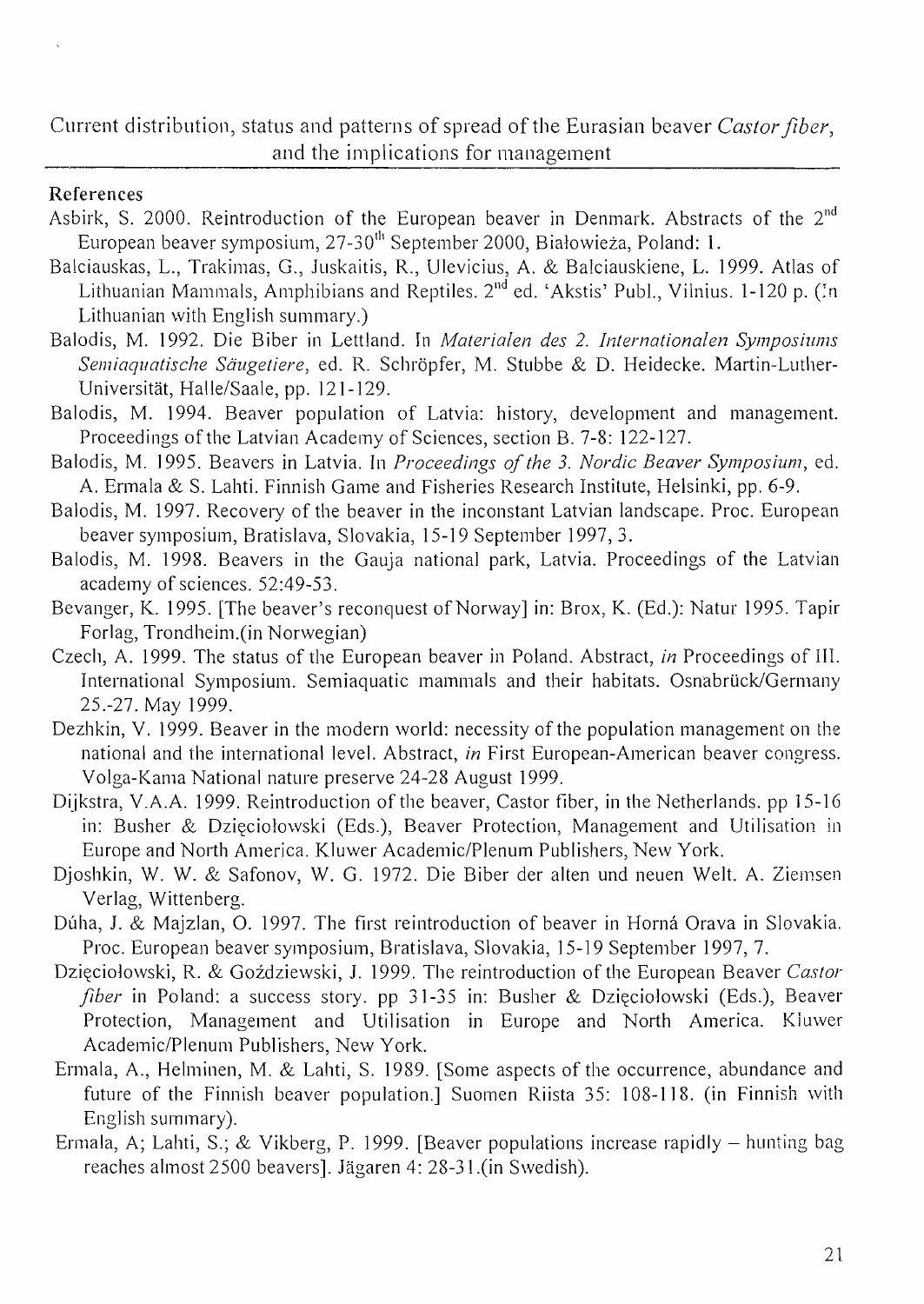## References

Asbirk, S. 2000. Reintroduction of the European beaver in Denmark. Abstracts of the 2$^{nd}$ European beaver symposium, 27-30$^{th}$ September 2000, Białowieża, Poland: 1.

Balciauskas, L., Trakimas, G., Juskaitis, R., Ulevicius, A. & Balciauskiene, L. 1999. Atlas of Lithuanian Mammals, Amphibians and Reptiles. 2$^{nd}$ ed. 'Akstis' Publ., Vilnius. 1-120 p. (In Lithuanian with English summary.)

Balodis, M. 1992. Die Biber in Lettland. In *Materialen des 2. Internationalen Symposiums Semiaquatische Säugetiere*, ed. R. Schröpfer, M. Stubbe & D. Heidecke. Martin-Luther-Universität, Halle/Saale, pp. 121-129.

Balodis, M. 1994. Beaver population of Latvia: history, development and management. Proceedings of the Latvian Academy of Sciences, section B. 7-8: 122-127.

Balodis, M. 1995. Beavers in Latvia. In *Proceedings of the 3. Nordic Beaver Symposium*, ed. A. Ermala & S. Lahti. Finnish Game and Fisheries Research Institute, Helsinki, pp. 6-9.

Balodis, M. 1997. Recovery of the beaver in the inconstant Latvian landscape. Proc. European beaver symposium, Bratislava, Slovakia, 15-19 September 1997, 3.

Balodis, M. 1998. Beavers in the Gauja national park, Latvia. Proceedings of the Latvian academy of sciences. 52:49-53.

Bevanger, K. 1995. [The beaver's reconquest of Norway] in: Brox, K. (Ed.): Natur 1995. Tapir Forlag, Trondheim.(in Norwegian)

Czech, A. 1999. The status of the European beaver in Poland. Abstract, *in* Proceedings of III. International Symposium. Semiaquatic mammals and their habitats. Osnabrück/Germany 25.-27. May 1999.

Dezhkin, V. 1999. Beaver in the modern world: necessity of the population management on the national and the international level. Abstract, *in* First European-American beaver congress. Volga-Kama National nature preserve 24-28 August 1999.

Dijkstra, V.A.A. 1999. Reintroduction of the beaver, Castor fiber, in the Netherlands. pp 15-16 in: Busher & Dzięciołowski (Eds.), Beaver Protection, Management and Utilisation in Europe and North America. Kluwer Academic/Plenum Publishers, New York.

Djoshkin, W. W. & Safonov, W. G. 1972. Die Biber der alten und neuen Welt. A. Ziemsen Verlag, Wittenberg.

Dúha, J. & Majzlan, O. 1997. The first reintroduction of beaver in Horná Orava in Slovakia. Proc. European beaver symposium, Bratislava, Slovakia, 15-19 September 1997, 7.

Dzięciołowski, R. & Goździewski, J. 1999. The reintroduction of the European Beaver *Castor fiber* in Poland: a success story. pp 31-35 in: Busher & Dzięciołowski (Eds.), Beaver Protection, Management and Utilisation in Europe and North America. Kluwer Academic/Plenum Publishers, New York.

Ermala, A., Helminen, M. & Lahti, S. 1989. [Some aspects of the occurrence, abundance and future of the Finnish beaver population.] Suomen Riista 35: 108-118. (in Finnish with English summary).

Ermala, A; Lahti, S.; & Vikberg, P. 1999. [Beaver populations increase rapidly – hunting bag reaches almost 2500 beavers]. Jägaren 4: 28-31.(in Swedish).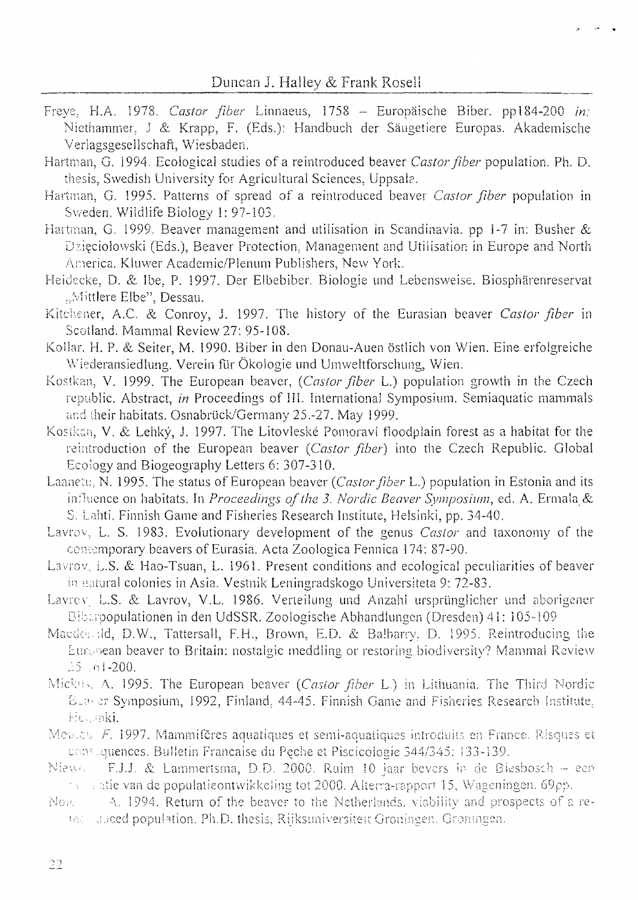Freye, H.A. 1978. *Castor fiber* Linnaeus, 1758 – Europäische Biber. pp184-200 *in:* Niethammer, J & Krapp, F. (Eds.): Handbuch der Säugetiere Europas. Akademische Verlagsgesellschaft, Wiesbaden.

Hartman, G. 1994. Ecological studies of a reintroduced beaver *Castor fiber* population. Ph. D. thesis, Swedish University for Agricultural Sciences, Uppsala.

Hartman, G. 1995. Patterns of spread of a reintroduced beaver *Castor fiber* population in Sweden. Wildlife Biology 1: 97-103.

Hartman, G. 1999. Beaver management and utilisation in Scandinavia. pp 1-7 in: Busher & Dzięciołowski (Eds.), Beaver Protection, Management and Utilisation in Europe and North America. Kluwer Academic/Plenum Publishers, New York.

Heidecke, D. & Ibe, P. 1997. Der Elbebiber. Biologie und Lebensweise. Biosphärenreservat „Mittlere Elbe", Dessau.

Kitchener, A.C. & Conroy, J. 1997. The history of the Eurasian beaver *Castor fiber* in Scotland. Mammal Review 27: 95-108.

Kollar, H. P. & Seiter, M. 1990. Biber in den Donau-Auen östlich von Wien. Eine erfolgreiche Wiederansiedlung. Verein für Ökologie und Umweltforschung, Wien.

Kostkan, V. 1999. The European beaver, (*Castor fiber* L.) population growth in the Czech republic. Abstract, *in* Proceedings of III. International Symposium. Semiaquatic mammals and their habitats. Osnabrück/Germany 25.-27. May 1999.

Kostkan, V. & Lehký, J. 1997. The Litovleské Pomoraví floodplain forest as a habitat for the reintroduction of the European beaver (*Castor fiber*) into the Czech Republic. Global Ecology and Biogeography Letters 6: 307-310.

Laanetu, N. 1995. The status of European beaver (*Castor fiber* L.) population in Estonia and its influence on habitats. In *Proceedings of the 3. Nordic Beaver Symposium*, ed. A. Ermala & S. Lahti. Finnish Game and Fisheries Research Institute, Helsinki, pp. 34-40.

Lavrov, L. S. 1983. Evolutionary development of the genus *Castor* and taxonomy of the contemporary beavers of Eurasia. Acta Zoologica Fennica 174: 87-90.

Lavrov, L.S. & Hao-Tsuan, L. 1961. Present conditions and ecological peculiarities of beaver in natural colonies in Asia. Vestnik Leningradskogo Universiteta 9: 72-83.

Lavrov, L.S. & Lavrov, V.L. 1986. Verteilung und Anzahl ursprünglicher und aborigener Biberpopulationen in den UdSSR. Zoologische Abhandlungen (Dresden) 41: 105-109

Macdonald, D.W., Tattersall, F.H., Brown, E.D. & Balharry, D. 1995. Reintroducing the European beaver to Britain: nostalgic meddling or restoring biodiversity? Mammal Review 25: 161-200.

Mickus, A. 1995. The European beaver (*Castor fiber* L.) in Lithuania. The Third Nordic Beaver Symposium, 1992, Finland, 44-45. Finnish Game and Fisheries Research Institute, Helsinki.

Moutou, F. 1997. Mammifères aquatiques et semi-aquatiques introduits en France. Risques et conséquences. Bulletin Francaise du Pęche et Piscicologie 344/345: 133-139.

Nieuw., F.J.J. & Lammertsma, D.D. 2000. Ruim 10 jaar bevers in de Biesbosch – een ... atie van de populatieontwikkeling tot 2000. Alterra-rapport 15, Wageningen. 69pp.

Nol..., A. 1994. Return of the beaver to the Netherlands. viability and prospects of a re-introduced population. Ph.D. thesis, Rijksuniversiteit Groningen, Groningen.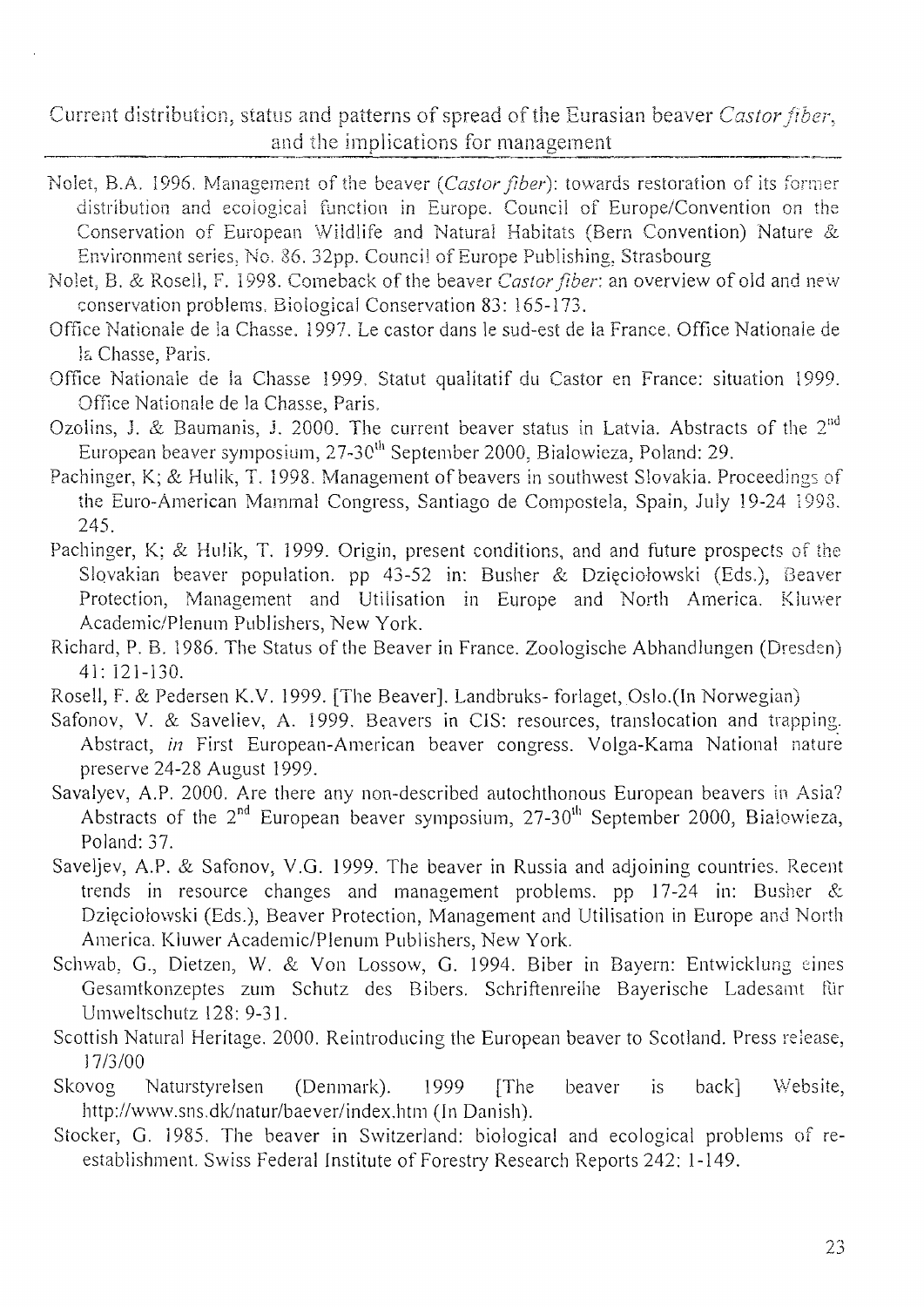Nolet, B.A. 1996. Management of the beaver (*Castor fiber*): towards restoration of its former distribution and ecological function in Europe. Council of Europe/Convention on the Conservation of European Wildlife and Natural Habitats (Bern Convention) Nature & Environment series, No. 86. 32pp. Council of Europe Publishing, Strasbourg

Nolet, B. & Rosell, F. 1998. Comeback of the beaver *Castor fiber*: an overview of old and new conservation problems. Biological Conservation 83: 165-173.

Office Nationale de la Chasse. 1997. Le castor dans le sud-est de la France. Office Nationale de la Chasse, Paris.

Office Nationale de la Chasse 1999. Statut qualitatif du Castor en France: situation 1999. Office Nationale de la Chasse, Paris.

Ozolins, J. & Baumanis, J. 2000. The current beaver status in Latvia. Abstracts of the 2nd European beaver symposium, 27-30th September 2000, Bialowieza, Poland: 29.

Pachinger, K; & Hulik, T. 1998. Management of beavers in southwest Slovakia. Proceedings of the Euro-American Mammal Congress, Santiago de Compostela, Spain, July 19-24 1998. 245.

Pachinger, K; & Hulik, T. 1999. Origin, present conditions, and and future prospects of the Slovakian beaver population. pp 43-52 in: Busher & Dzięciołowski (Eds.), Beaver Protection, Management and Utilisation in Europe and North America. Kluwer Academic/Plenum Publishers, New York.

Richard, P. B. 1986. The Status of the Beaver in France. Zoologische Abhandlungen (Dresden) 41: 121-130.

Rosell, F. & Pedersen K.V. 1999. [The Beaver]. Landbruks- forlaget, Oslo.(In Norwegian)

Safonov, V. & Saveliev, A. 1999. Beavers in CIS: resources, translocation and trapping. Abstract, *in* First European-American beaver congress. Volga-Kama National nature preserve 24-28 August 1999.

Savalyev, A.P. 2000. Are there any non-described autochthonous European beavers in Asia? Abstracts of the 2nd European beaver symposium, 27-30th September 2000, Bialowieza, Poland: 37.

Saveljev, A.P. & Safonov, V.G. 1999. The beaver in Russia and adjoining countries. Recent trends in resource changes and management problems. pp 17-24 in: Busher & Dzięciołowski (Eds.), Beaver Protection, Management and Utilisation in Europe and North America. Kluwer Academic/Plenum Publishers, New York.

Schwab, G., Dietzen, W. & Von Lossow, G. 1994. Biber in Bayern: Entwicklung eines Gesamtkonzeptes zum Schutz des Bibers. Schriftenreihe Bayerische Ladesamt für Umweltschutz 128: 9-31.

Scottish Natural Heritage. 2000. Reintroducing the European beaver to Scotland. Press release, 17/3/00

Skovog Naturstyrelsen (Denmark). 1999 [The beaver is back] Website, http://www.sns.dk/natur/baever/index.htm (In Danish).

Stocker, G. 1985. The beaver in Switzerland: biological and ecological problems of re-establishment. Swiss Federal Institute of Forestry Research Reports 242: 1-149.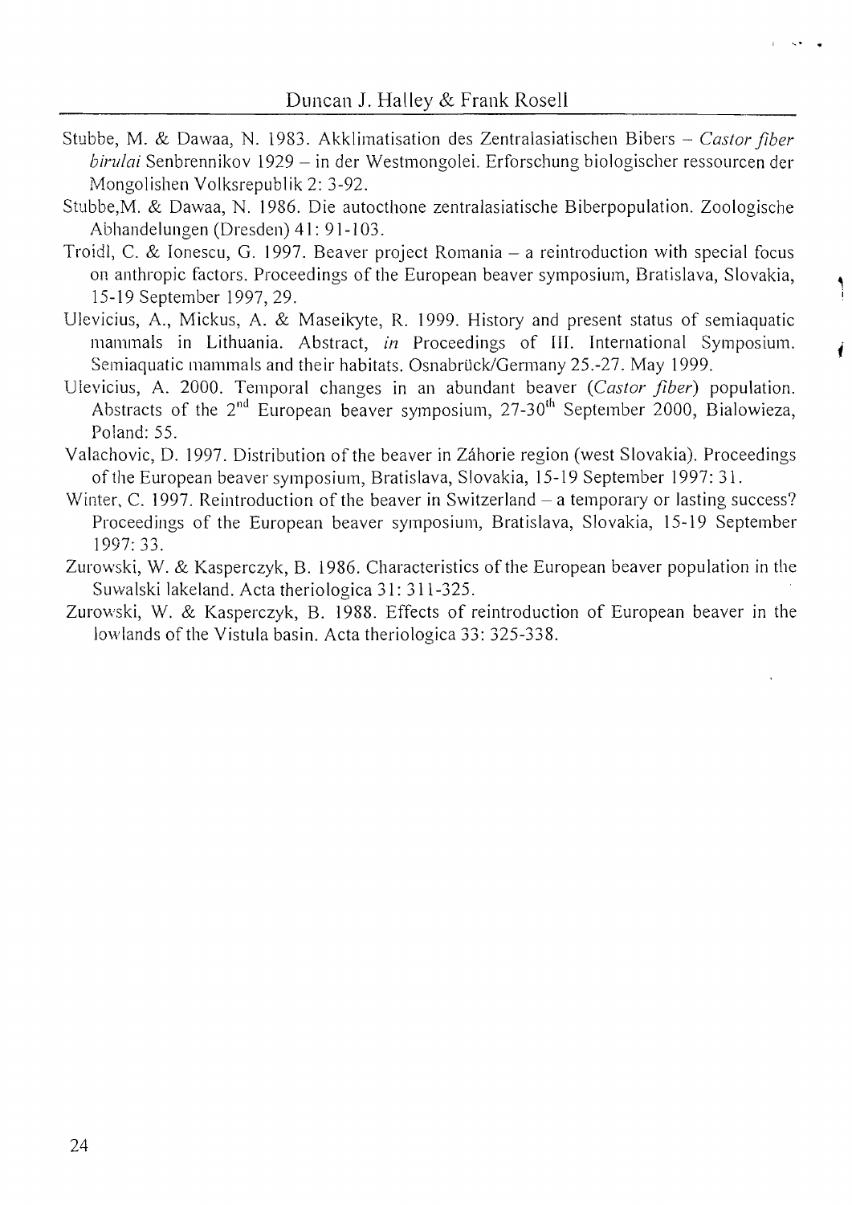Stubbe, M. & Dawaa, N. 1983. Akklimatisation des Zentralasiatischen Bibers – *Castor fiber birulai* Senbrennikov 1929 – in der Westmongolei. Erforschung biologischer ressourcen der Mongolishen Volksrepublik 2: 3-92.

Stubbe,M. & Dawaa, N. 1986. Die autocthone zentralasiatische Biberpopulation. Zoologische Abhandelungen (Dresden) 41: 91-103.

Troidl, C. & Ionescu, G. 1997. Beaver project Romania – a reintroduction with special focus on anthropic factors. Proceedings of the European beaver symposium, Bratislava, Slovakia, 15-19 September 1997, 29.

Ulevicius, A., Mickus, A. & Maseikyte, R. 1999. History and present status of semiaquatic mammals in Lithuania. Abstract, *in* Proceedings of III. International Symposium. Semiaquatic mammals and their habitats. Osnabrück/Germany 25.-27. May 1999.

Ulevicius, A. 2000. Temporal changes in an abundant beaver (*Castor fiber*) population. Abstracts of the 2nd European beaver symposium, 27-30th September 2000, Bialowieza, Poland: 55.

Valachovic, D. 1997. Distribution of the beaver in Záhorie region (west Slovakia). Proceedings of the European beaver symposium, Bratislava, Slovakia, 15-19 September 1997: 31.

Winter, C. 1997. Reintroduction of the beaver in Switzerland – a temporary or lasting success? Proceedings of the European beaver symposium, Bratislava, Slovakia, 15-19 September 1997: 33.

Zurowski, W. & Kasperczyk, B. 1986. Characteristics of the European beaver population in the Suwalski lakeland. Acta theriologica 31: 311-325.

Zurowski, W. & Kasperczyk, B. 1988. Effects of reintroduction of European beaver in the lowlands of the Vistula basin. Acta theriologica 33: 325-338.